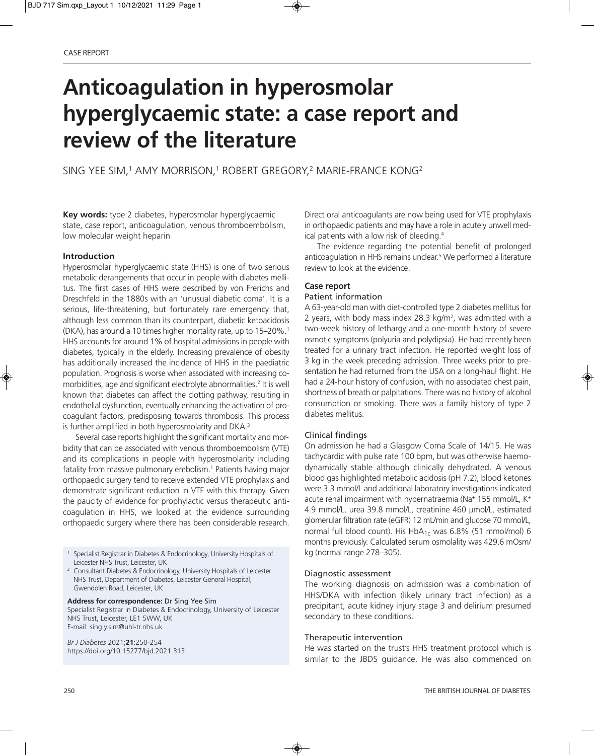CASE REPORT

# Anticoagulation in hyperosmolar hyperglycaemic state: a case report and review of the literature

SING YEE SIM,[1] AMY MORRISON,[1] ROBERT GREGORY,[2] MARIE-FRANCE KONG[2]

**Key words:** type 2 diabetes, hyperosmolar hyperglycaemic state, case report, anticoagulation, venous thromboembolism, low molecular weight heparin

## Introduction

Hyperosmolar hyperglycaemic state (HHS) is one of two serious metabolic derangements that occur in people with diabetes mellitus. The first cases of HHS were described by von Frerichs and Dreschfeld in the 1880s with an 'unusual diabetic coma'. It is a serious, life-threatening, but fortunately rare emergency that, although less common than its counterpart, diabetic ketoacidosis (DKA), has around a 10 times higher mortality rate, up to 15–20%.[1] HHS accounts for around 1% of hospital admissions in people with diabetes, typically in the elderly. Increasing prevalence of obesity has additionally increased the incidence of HHS in the paediatric population. Prognosis is worse when associated with increasing comorbidities, age and significant electrolyte abnormalities.[2] It is well known that diabetes can affect the clotting pathway, resulting in endothelial dysfunction, eventually enhancing the activation of procoagulant factors, predisposing towards thrombosis. This process is further amplified in both hyperosmolarity and DKA.[3]

Several case reports highlight the significant mortality and morbidity that can be associated with venous thromboembolism (VTE) and its complications in people with hyperosmolarity including fatality from massive pulmonary embolism.[1] Patients having major orthopaedic surgery tend to receive extended VTE prophylaxis and demonstrate significant reduction in VTE with this therapy. Given the paucity of evidence for prophylactic versus therapeutic anticoagulation in HHS, we looked at the evidence surrounding orthopaedic surgery where there has been considerable research. Direct oral anticoagulants are now being used for VTE prophylaxis in orthopaedic patients and may have a role in acutely unwell medical patients with a low risk of bleeding.[4]

The evidence regarding the potential benefit of prolonged anticoagulation in HHS remains unclear.[5] We performed a literature review to look at the evidence.

[1] Specialist Registrar in Diabetes & Endocrinology, University Hospitals of Leicester NHS Trust, Leicester, UK

[2] Consultant Diabetes & Endocrinology, University Hospitals of Leicester NHS Trust, Department of Diabetes, Leicester General Hospital, Gwendolen Road, Leicester, UK

**Address for correspondence:** Dr Sing Yee Sim
Specialist Registrar in Diabetes & Endocrinology, University of Leicester NHS Trust, Leicester, LE1 5WW, UK
E-mail: sing.y.sim@uhl-tr.nhs.uk

*Br J Diabetes* 2021;**21**:250-254
https://doi.org/10.15277/bjd.2021.313

## Case report

### Patient information

A 63-year-old man with diet-controlled type 2 diabetes mellitus for 2 years, with body mass index 28.3 kg/m², was admitted with a two-week history of lethargy and a one-month history of severe osmotic symptoms (polyuria and polydipsia). He had recently been treated for a urinary tract infection. He reported weight loss of 3 kg in the week preceding admission. Three weeks prior to presentation he had returned from the USA on a long-haul flight. He had a 24-hour history of confusion, with no associated chest pain, shortness of breath or palpitations. There was no history of alcohol consumption or smoking. There was a family history of type 2 diabetes mellitus.

### Clinical findings

On admission he had a Glasgow Coma Scale of 14/15. He was tachycardic with pulse rate 100 bpm, but was otherwise haemodynamically stable although clinically dehydrated. A venous blood gas highlighted metabolic acidosis (pH 7.2), blood ketones were 3.3 mmol/L and additional laboratory investigations indicated acute renal impairment with hypernatraemia ($Na^+$ 155 mmol/L, $K^+$ 4.9 mmol/L, urea 39.8 mmol/L, creatinine 460 µmol/L, estimated glomerular filtration rate (eGFR) 12 mL/min and glucose 70 mmol/L, normal full blood count). His $HbA_{1c}$ was 6.8% (51 mmol/mol) 6 months previously. Calculated serum osmolality was 429.6 mOsm/kg (normal range 278–305).

### Diagnostic assessment

The working diagnosis on admission was a combination of HHS/DKA with infection (likely urinary tract infection) as a precipitant, acute kidney injury stage 3 and delirium presumed secondary to these conditions.

### Therapeutic intervention

He was started on the trust's HHS treatment protocol which is similar to the JBDS guidance. He was also commenced on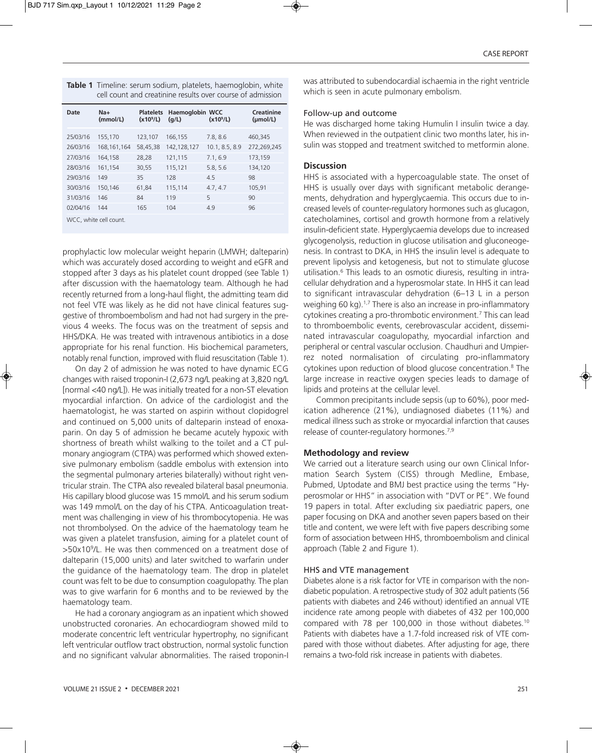**Table 1** Timeline: serum sodium, platelets, haemoglobin, white cell count and creatinine results over course of admission

| Date | Na+ (mmol/L) | Platelets ($x10^9$/L) | Haemoglobin (g/L) | WCC ($x10^9$/L) | Creatinine (μmol/L) |
|---|---|---|---|---|---|
| 25/03/16 | 155,170 | 123,107 | 166,155 | 7.8, 8.6 | 460,345 |
| 26/03/16 | 168,161,164 | 58,45,38 | 142,128,127 | 10.1, 8.5, 8.9 | 272,269,245 |
| 27/03/16 | 164,158 | 28,28 | 121,115 | 7.1, 6.9 | 173,159 |
| 28/03/16 | 161,154 | 30,55 | 115,121 | 5.8, 5.6 | 134,120 |
| 29/03/16 | 149 | 35 | 128 | 4.5 | 98 |
| 30/03/16 | 150,146 | 61,84 | 115,114 | 4.7, 4.7 | 105,91 |
| 31/03/16 | 146 | 84 | 119 | 5 | 90 |
| 02/04/16 | 144 | 165 | 104 | 4.9 | 96 |

WCC, white cell count.

prophylactic low molecular weight heparin (LMWH; dalteparin) which was accurately dosed according to weight and eGFR and stopped after 3 days as his platelet count dropped (see Table 1) after discussion with the haematology team. Although he had recently returned from a long-haul flight, the admitting team did not feel VTE was likely as he did not have clinical features suggestive of thromboembolism and had not had surgery in the previous 4 weeks. The focus was on the treatment of sepsis and HHS/DKA. He was treated with intravenous antibiotics in a dose appropriate for his renal function. His biochemical parameters, notably renal function, improved with fluid resuscitation (Table 1).

On day 2 of admission he was noted to have dynamic ECG changes with raised troponin-I (2,673 ng/L peaking at 3,820 ng/L [normal <40 ng/L]). He was initially treated for a non-ST elevation myocardial infarction. On advice of the cardiologist and the haematologist, he was started on aspirin without clopidogrel and continued on 5,000 units of dalteparin instead of enoxaparin. On day 5 of admission he became acutely hypoxic with shortness of breath whilst walking to the toilet and a CT pulmonary angiogram (CTPA) was performed which showed extensive pulmonary embolism (saddle embolus with extension into the segmental pulmonary arteries bilaterally) without right ventricular strain. The CTPA also revealed bilateral basal pneumonia. His capillary blood glucose was 15 mmol/L and his serum sodium was 149 mmol/L on the day of his CTPA. Anticoagulation treatment was challenging in view of his thrombocytopenia. He was not thrombolysed. On the advice of the haematology team he was given a platelet transfusion, aiming for a platelet count of >50x10$^9$/L. He was then commenced on a treatment dose of dalteparin (15,000 units) and later switched to warfarin under the guidance of the haematology team. The drop in platelet count was felt to be due to consumption coagulopathy. The plan was to give warfarin for 6 months and to be reviewed by the haematology team.

He had a coronary angiogram as an inpatient which showed unobstructed coronaries. An echocardiogram showed mild to moderate concentric left ventricular hypertrophy, no significant left ventricular outflow tract obstruction, normal systolic function and no significant valvular abnormalities. The raised troponin-I was attributed to subendocardial ischaemia in the right ventricle which is seen in acute pulmonary embolism.

### Follow-up and outcome

He was discharged home taking Humulin I insulin twice a day. When reviewed in the outpatient clinic two months later, his insulin was stopped and treatment switched to metformin alone.

## Discussion

HHS is associated with a hypercoagulable state. The onset of HHS is usually over days with significant metabolic derangements, dehydration and hyperglycaemia. This occurs due to increased levels of counter-regulatory hormones such as glucagon, catecholamines, cortisol and growth hormone from a relatively insulin-deficient state. Hyperglycaemia develops due to increased glycogenolysis, reduction in glucose utilisation and gluconeogenesis. In contrast to DKA, in HHS the insulin level is adequate to prevent lipolysis and ketogenesis, but not to stimulate glucose utilisation.[6] This leads to an osmotic diuresis, resulting in intracellular dehydration and a hyperosmolar state. In HHS it can lead to significant intravascular dehydration (6–13 L in a person weighing 60 kg).[1,7] There is also an increase in pro-inflammatory cytokines creating a pro-thrombotic environment.[7] This can lead to thromboembolic events, cerebrovascular accident, disseminated intravascular coagulopathy, myocardial infarction and peripheral or central vascular occlusion. Chaudhuri and Umpierrez noted normalisation of circulating pro-inflammatory cytokines upon reduction of blood glucose concentration.[8] The large increase in reactive oxygen species leads to damage of lipids and proteins at the cellular level.

Common precipitants include sepsis (up to 60%), poor medication adherence (21%), undiagnosed diabetes (11%) and medical illness such as stroke or myocardial infarction that causes release of counter-regulatory hormones.[7,9]

## Methodology and review

We carried out a literature search using our own Clinical Information Search System (CISS) through Medline, Embase, Pubmed, Uptodate and BMJ best practice using the terms "Hyperosmolar or HHS" in association with "DVT or PE". We found 19 papers in total. After excluding six paediatric papers, one paper focusing on DKA and another seven papers based on their title and content, we were left with five papers describing some form of association between HHS, thromboembolism and clinical approach (Table 2 and Figure 1).

### HHS and VTE management

Diabetes alone is a risk factor for VTE in comparison with the non-diabetic population. A retrospective study of 302 adult patients (56 patients with diabetes and 246 without) identified an annual VTE incidence rate among people with diabetes of 432 per 100,000 compared with 78 per 100,000 in those without diabetes.[10] Patients with diabetes have a 1.7-fold increased risk of VTE compared with those without diabetes. After adjusting for age, there remains a two-fold risk increase in patients with diabetes.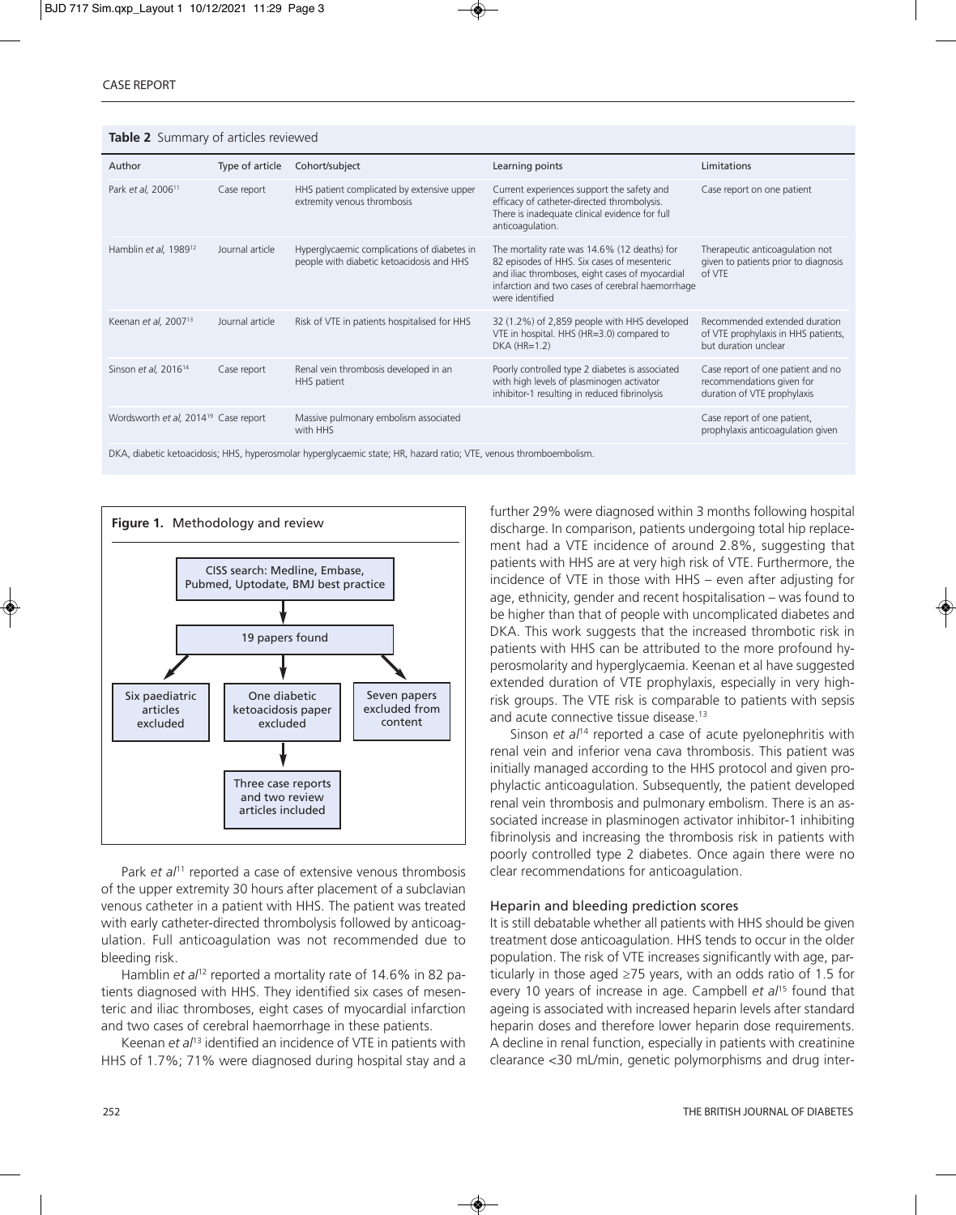**Table 2** Summary of articles reviewed

| Author | Type of article | Cohort/subject | Learning points | Limitations |
|---|---|---|---|---|
| Park *et al*, 2006[11] | Case report | HHS patient complicated by extensive upper extremity venous thrombosis | Current experiences support the safety and efficacy of catheter-directed thrombolysis. There is inadequate clinical evidence for full anticoagulation. | Case report on one patient |
| Hamblin *et al*, 1989[12] | Journal article | Hyperglycaemic complications of diabetes in people with diabetic ketoacidosis and HHS | The mortality rate was 14.6% (12 deaths) for 82 episodes of HHS. Six cases of mesenteric and iliac thromboses, eight cases of myocardial infarction and two cases of cerebral haemorrhage were identified | Therapeutic anticoagulation not given to patients prior to diagnosis of VTE |
| Keenan *et al*, 2007[13] | Journal article | Risk of VTE in patients hospitalised for HHS | 32 (1.2%) of 2,859 people with HHS developed VTE in hospital. HHS (HR=3.0) compared to DKA (HR=1.2) | Recommended extended duration of VTE prophylaxis in HHS patients, but duration unclear |
| Sinson *et al*, 2016[14] | Case report | Renal vein thrombosis developed in an HHS patient | Poorly controlled type 2 diabetes is associated with high levels of plasminogen activator inhibitor-1 resulting in reduced fibrinolysis | Case report of one patient and no recommendations given for duration of VTE prophylaxis |
| Wordsworth *et al*, 2014[19] | Case report | Massive pulmonary embolism associated with HHS | | Case report of one patient, prophylaxis anticoagulation given |

DKA, diabetic ketoacidosis; HHS, hyperosmolar hyperglycaemic state; HR, hazard ratio; VTE, venous thromboembolism.

**Figure 1.** Methodology and review

- CISS search: Medline, Embase, Pubmed, Uptodate, BMJ best practice
- 19 papers found
  - Six paediatric articles excluded
  - One diabetic ketoacidosis paper excluded
  - Seven papers excluded from content
- Three case reports and two review articles included

Park *et al*[11] reported a case of extensive venous thrombosis of the upper extremity 30 hours after placement of a subclavian venous catheter in a patient with HHS. The patient was treated with early catheter-directed thrombolysis followed by anticoagulation. Full anticoagulation was not recommended due to bleeding risk.

Hamblin *et al*[12] reported a mortality rate of 14.6% in 82 patients diagnosed with HHS. They identified six cases of mesenteric and iliac thromboses, eight cases of myocardial infarction and two cases of cerebral haemorrhage in these patients.

Keenan *et al*[13] identified an incidence of VTE in patients with HHS of 1.7%; 71% were diagnosed during hospital stay and a further 29% were diagnosed within 3 months following hospital discharge. In comparison, patients undergoing total hip replacement had a VTE incidence of around 2.8%, suggesting that patients with HHS are at very high risk of VTE. Furthermore, the incidence of VTE in those with HHS – even after adjusting for age, ethnicity, gender and recent hospitalisation – was found to be higher than that of people with uncomplicated diabetes and DKA. This work suggests that the increased thrombotic risk in patients with HHS can be attributed to the more profound hyperosmolarity and hyperglycaemia. Keenan et al have suggested extended duration of VTE prophylaxis, especially in very high-risk groups. The VTE risk is comparable to patients with sepsis and acute connective tissue disease.[13]

Sinson *et al*[14] reported a case of acute pyelonephritis with renal vein and inferior vena cava thrombosis. This patient was initially managed according to the HHS protocol and given prophylactic anticoagulation. Subsequently, the patient developed renal vein thrombosis and pulmonary embolism. There is an associated increase in plasminogen activator inhibitor-1 inhibiting fibrinolysis and increasing the thrombosis risk in patients with poorly controlled type 2 diabetes. Once again there were no clear recommendations for anticoagulation.

### Heparin and bleeding prediction scores

It is still debatable whether all patients with HHS should be given treatment dose anticoagulation. HHS tends to occur in the older population. The risk of VTE increases significantly with age, particularly in those aged ≥75 years, with an odds ratio of 1.5 for every 10 years of increase in age. Campbell *et al*[15] found that ageing is associated with increased heparin levels after standard heparin doses and therefore lower heparin dose requirements. A decline in renal function, especially in patients with creatinine clearance <30 mL/min, genetic polymorphisms and drug inter-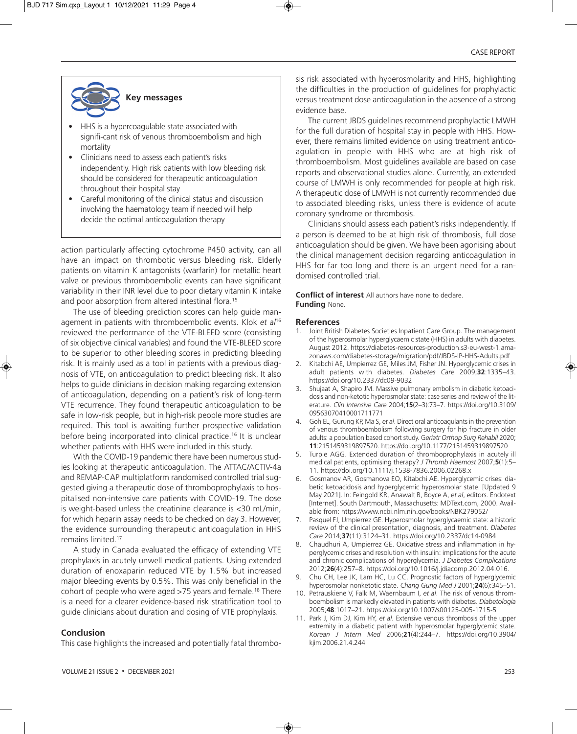> **Key messages**
>
> - HHS is a hypercoagulable state associated with signifi-cant risk of venous thromboembolism and high mortality
> - Clinicians need to assess each patient's risks independently. High risk patients with low bleeding risk should be considered for therapeutic anticoagulation throughout their hospital stay
> - Careful monitoring of the clinical status and discussion involving the haematology team if needed will help decide the optimal anticoagulation therapy

action particularly affecting cytochrome P450 activity, can all have an impact on thrombotic versus bleeding risk. Elderly patients on vitamin K antagonists (warfarin) for metallic heart valve or previous thromboembolic events can have significant variability in their INR level due to poor dietary vitamin K intake and poor absorption from altered intestinal flora.[15]

The use of bleeding prediction scores can help guide management in patients with thromboembolic events. Klok *et al*[16] reviewed the performance of the VTE-BLEED score (consisting of six objective clinical variables) and found the VTE-BLEED score to be superior to other bleeding scores in predicting bleeding risk. It is mainly used as a tool in patients with a previous diagnosis of VTE, on anticoagulation to predict bleeding risk. It also helps to guide clinicians in decision making regarding extension of anticoagulation, depending on a patient's risk of long-term VTE recurrence. They found therapeutic anticoagulation to be safe in low-risk people, but in high-risk people more studies are required. This tool is awaiting further prospective validation before being incorporated into clinical practice.[16] It is unclear whether patients with HHS were included in this study.

With the COVID-19 pandemic there have been numerous studies looking at therapeutic anticoagulation. The ATTAC/ACTIV-4a and REMAP-CAP multiplatform randomised controlled trial suggested giving a therapeutic dose of thromboprophylaxis to hospitalised non-intensive care patients with COVID-19. The dose is weight-based unless the creatinine clearance is <30 mL/min, for which heparin assay needs to be checked on day 3. However, the evidence surrounding therapeutic anticoagulation in HHS remains limited.[17]

A study in Canada evaluated the efficacy of extending VTE prophylaxis in acutely unwell medical patients. Using extended duration of enoxaparin reduced VTE by 1.5% but increased major bleeding events by 0.5%. This was only beneficial in the cohort of people who were aged >75 years and female.[18] There is a need for a clearer evidence-based risk stratification tool to guide clinicians about duration and dosing of VTE prophylaxis.

## Conclusion

This case highlights the increased and potentially fatal thrombosis risk associated with hyperosmolarity and HHS, highlighting the difficulties in the production of guidelines for prophylactic versus treatment dose anticoagulation in the absence of a strong evidence base.

The current JBDS guidelines recommend prophylactic LMWH for the full duration of hospital stay in people with HHS. However, there remains limited evidence on using treatment anticoagulation in people with HHS who are at high risk of thromboembolism. Most guidelines available are based on case reports and observational studies alone. Currently, an extended course of LMWH is only recommended for people at high risk. A therapeutic dose of LMWH is not currently recommended due to associated bleeding risks, unless there is evidence of acute coronary syndrome or thrombosis.

Clinicians should assess each patient's risks independently. If a person is deemed to be at high risk of thrombosis, full dose anticoagulation should be given. We have been agonising about the clinical management decision regarding anticoagulation in HHS for far too long and there is an urgent need for a randomised controlled trial.

**Conflict of interest** All authors have none to declare.
**Funding** None.

## References

1. Joint British Diabetes Societies Inpatient Care Group. The management of the hyperosmolar hyperglycaemic state (HHS) in adults with diabetes. August 2012. https://diabetes-resources-production.s3-eu-west-1.amazonaws.com/diabetes-storage/migration/pdf/JBDS-IP-HHS-Adults.pdf
2. Kitabchi AE, Umpierrez GE, Miles JM, Fisher JN. Hyperglycemic crises in adult patients with diabetes. *Diabetes Care* 2009;**32**:1335–43. https://doi.org/10.2337/dc09-9032
3. Shujaat A, Shapiro JM. Massive pulmonary embolism in diabetic ketoacidosis and non-ketotic hyperosmolar state: case series and review of the literature. *Clin Intensive Care* 2004;**15**(2–3):73–7. https://doi.org/10.3109/09563070410001711771
4. Goh EL, Gurung KP, Ma S, *et al*. Direct oral anticoagulants in the prevention of venous thromboembolism following surgery for hip fracture in older adults: a population based cohort study. *Geriatr Orthop Surg Rehabil* 2020;**11**:2151459319897520. https://doi.org/10.1177/2151459319897520
5. Turpie AGG. Extended duration of thromboprophylaxis in acutely ill medical patients, optimising therapy? *J Thromb Haemost* 2007;**5**(1):5–11. https://doi.org/10.1111/j.1538-7836.2006.02268.x
6. Gosmanov AR, Gosmanova EO, Kitabchi AE. Hyperglycemic crises: diabetic ketoacidosis and hyperglycemic hyperosmolar state. [Updated 9 May 2021]. In: Feingold KR, Anawalt B, Boyce A, *et al*, editors. Endotext [Internet]. South Dartmouth, Massachusetts: MDText.com, 2000. Available from: https://www.ncbi.nlm.nih.gov/books/NBK279052/
7. Pasquel FJ, Umpierrez GE. Hyperosmolar hyperglycaemic state: a historic review of the clinical presentation, diagnosis, and treatment. *Diabetes Care* 2014;**37**(11):3124–31. https://doi.org/10.2337/dc14-0984
8. Chaudhuri A, Umpierrez GE. Oxidative stress and inflammation in hyperglycemic crises and resolution with insulin: implications for the acute and chronic complications of hyperglycemia. *J Diabetes Complications* 2012;**26**(4):257–8. https://doi.org/10.1016/j.jdiacomp.2012.04.016.
9. Chu CH, Lee JK, Lam HC, Lu CC. Prognostic factors of hyperglycemic hyperosmolar nonketotic state. *Chang Gung Med J* 2001;**24**(6):345–51.
10. Petrauskiene V, Falk M, Waernbaum I, *et al*. The risk of venous thromboembolism is markedly elevated in patients with diabetes. *Diabetologia* 2005;**48**:1017–21. https://doi.org/10.1007/s00125-005-1715-5
11. Park J, Kim DJ, Kim HY, *et al*. Extensive venous thrombosis of the upper extremity in a diabetic patient with hyperosmolar hyperglycemic state. *Korean J Intern Med* 2006;**21**(4):244–7. https://doi.org/10.3904/kjim.2006.21.4.244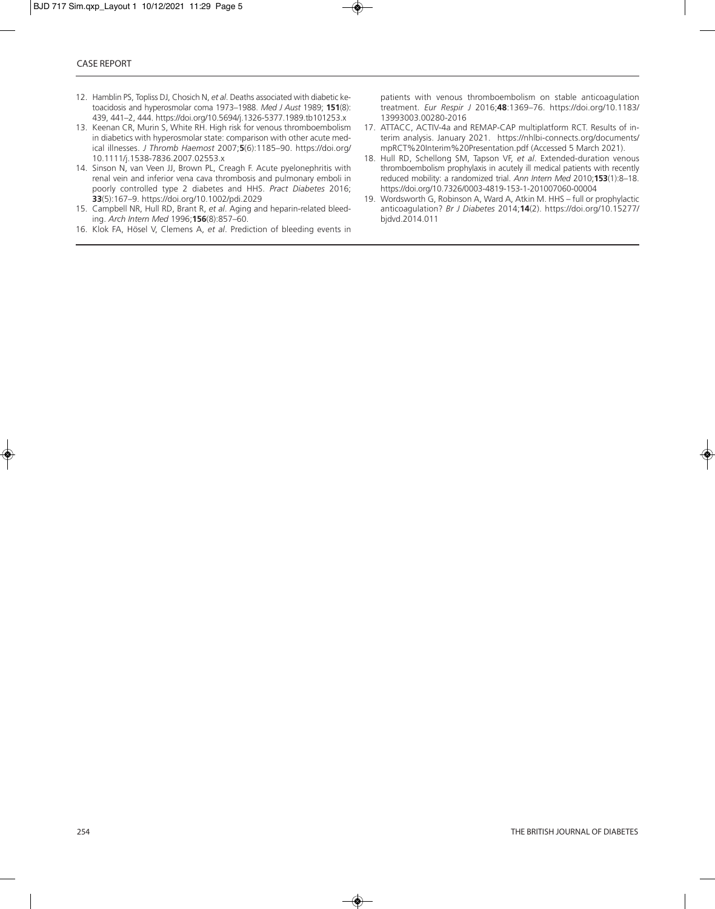12. Hamblin PS, Topliss DJ, Chosich N, *et al*. Deaths associated with diabetic ketoacidosis and hyperosmolar coma 1973–1988. *Med J Aust* 1989; **151**(8): 439, 441–2, 444. https://doi.org/10.5694/j.1326-5377.1989.tb101253.x
13. Keenan CR, Murin S, White RH. High risk for venous thromboembolism in diabetics with hyperosmolar state: comparison with other acute medical illnesses. *J Thromb Haemost* 2007;**5**(6):1185–90. https://doi.org/10.1111/j.1538-7836.2007.02553.x
14. Sinson N, van Veen JJ, Brown PL, Creagh F. Acute pyelonephritis with renal vein and inferior vena cava thrombosis and pulmonary emboli in poorly controlled type 2 diabetes and HHS. *Pract Diabetes* 2016; **33**(5):167–9. https://doi.org/10.1002/pdi.2029
15. Campbell NR, Hull RD, Brant R, *et al*. Aging and heparin-related bleeding. *Arch Intern Med* 1996;**156**(8):857–60.
16. Klok FA, Hösel V, Clemens A, *et al*. Prediction of bleeding events in patients with venous thromboembolism on stable anticoagulation treatment. *Eur Respir J* 2016;**48**:1369–76. https://doi.org/10.1183/13993003.00280-2016
17. ATTACC, ACTIV-4a and REMAP-CAP multiplatform RCT. Results of interim analysis. January 2021. https://nhlbi-connects.org/documents/mpRCT%20Interim%20Presentation.pdf (Accessed 5 March 2021).
18. Hull RD, Schellong SM, Tapson VF, *et al*. Extended-duration venous thromboembolism prophylaxis in acutely ill medical patients with recently reduced mobility: a randomized trial. *Ann Intern Med* 2010;**153**(1):8–18. https://doi.org/10.7326/0003-4819-153-1-201007060-00004
19. Wordsworth G, Robinson A, Ward A, Atkin M. HHS – full or prophylactic anticoagulation? *Br J Diabetes* 2014;**14**(2). https://doi.org/10.15277/bjdvd.2014.011